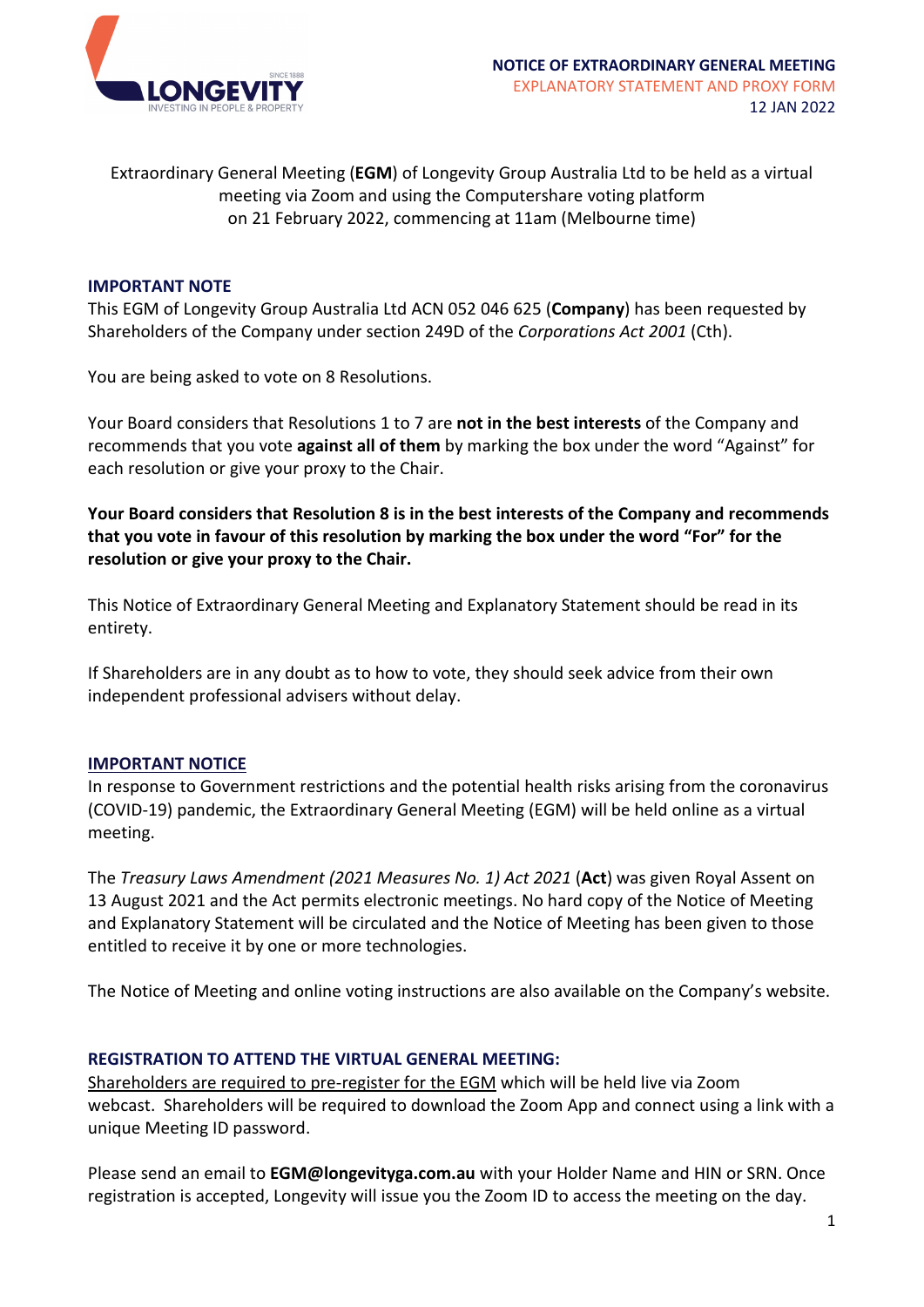**NOTICE OF EXTRAORDINARY GENERAL MEETING**
EXPLANATORY STATEMENT AND PROXY FORM
12 JAN 2022

Extraordinary General Meeting (**EGM**) of Longevity Group Australia Ltd to be held as a virtual meeting via Zoom and using the Computershare voting platform on 21 February 2022, commencing at 11am (Melbourne time)

## IMPORTANT NOTE

This EGM of Longevity Group Australia Ltd ACN 052 046 625 (**Company**) has been requested by Shareholders of the Company under section 249D of the *Corporations Act 2001* (Cth).

You are being asked to vote on 8 Resolutions.

Your Board considers that Resolutions 1 to 7 are **not in the best interests** of the Company and recommends that you vote **against all of them** by marking the box under the word "Against" for each resolution or give your proxy to the Chair.

**Your Board considers that Resolution 8 is in the best interests of the Company and recommends that you vote in favour of this resolution by marking the box under the word "For" for the resolution or give your proxy to the Chair.**

This Notice of Extraordinary General Meeting and Explanatory Statement should be read in its entirety.

If Shareholders are in any doubt as to how to vote, they should seek advice from their own independent professional advisers without delay.

## IMPORTANT NOTICE

In response to Government restrictions and the potential health risks arising from the coronavirus (COVID-19) pandemic, the Extraordinary General Meeting (EGM) will be held online as a virtual meeting.

The *Treasury Laws Amendment (2021 Measures No. 1) Act 2021* (**Act**) was given Royal Assent on 13 August 2021 and the Act permits electronic meetings. No hard copy of the Notice of Meeting and Explanatory Statement will be circulated and the Notice of Meeting has been given to those entitled to receive it by one or more technologies.

The Notice of Meeting and online voting instructions are also available on the Company's website.

## REGISTRATION TO ATTEND THE VIRTUAL GENERAL MEETING:

Shareholders are required to pre-register for the EGM which will be held live via Zoom webcast. Shareholders will be required to download the Zoom App and connect using a link with a unique Meeting ID password.

Please send an email to **EGM@longevityga.com.au** with your Holder Name and HIN or SRN. Once registration is accepted, Longevity will issue you the Zoom ID to access the meeting on the day.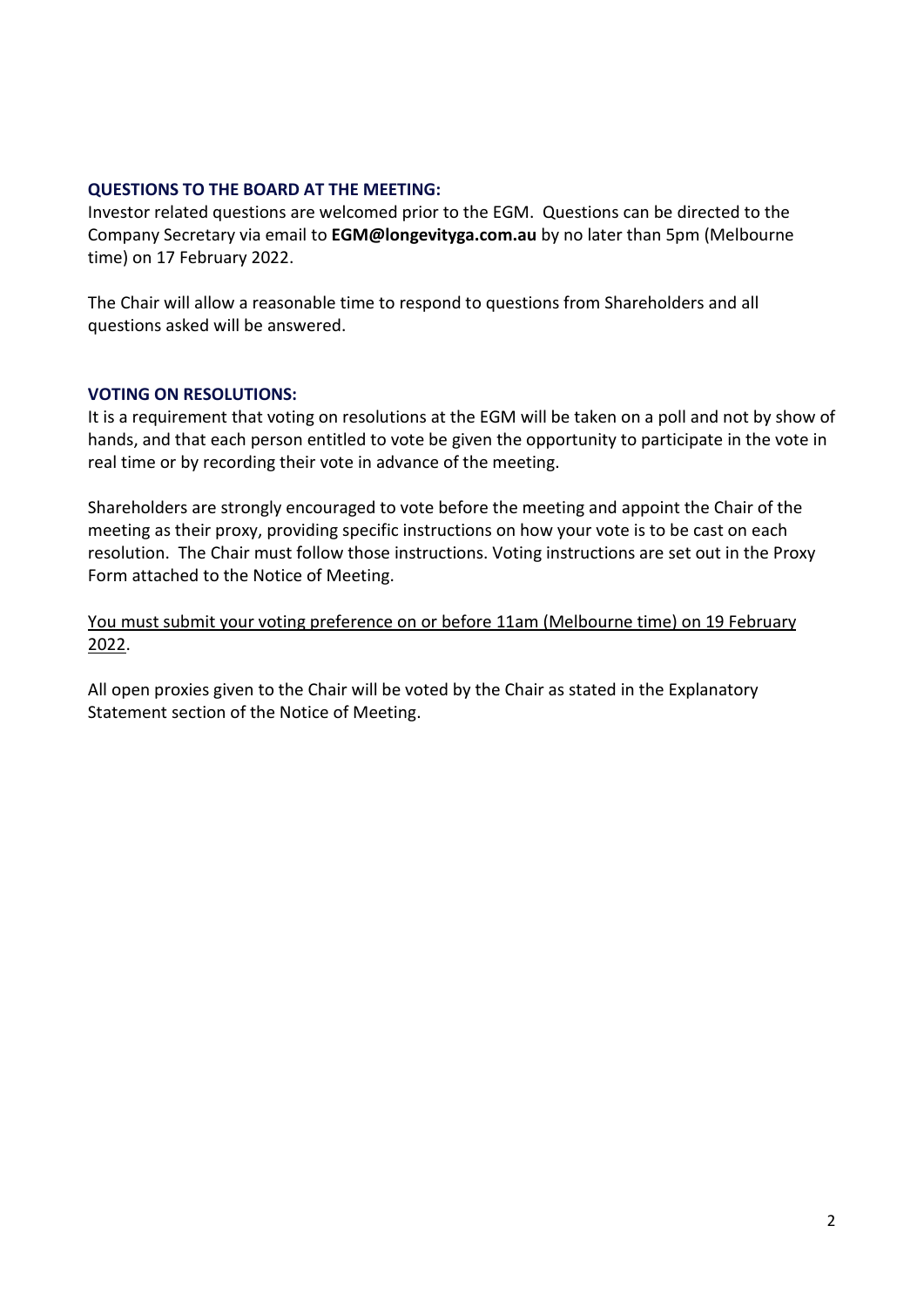**QUESTIONS TO THE BOARD AT THE MEETING:**

Investor related questions are welcomed prior to the EGM. Questions can be directed to the Company Secretary via email to **EGM@longevityga.com.au** by no later than 5pm (Melbourne time) on 17 February 2022.

The Chair will allow a reasonable time to respond to questions from Shareholders and all questions asked will be answered.

**VOTING ON RESOLUTIONS:**

It is a requirement that voting on resolutions at the EGM will be taken on a poll and not by show of hands, and that each person entitled to vote be given the opportunity to participate in the vote in real time or by recording their vote in advance of the meeting.

Shareholders are strongly encouraged to vote before the meeting and appoint the Chair of the meeting as their proxy, providing specific instructions on how your vote is to be cast on each resolution. The Chair must follow those instructions. Voting instructions are set out in the Proxy Form attached to the Notice of Meeting.

<u>You must submit your voting preference on or before 11am (Melbourne time) on 19 February 2022</u>.

All open proxies given to the Chair will be voted by the Chair as stated in the Explanatory Statement section of the Notice of Meeting.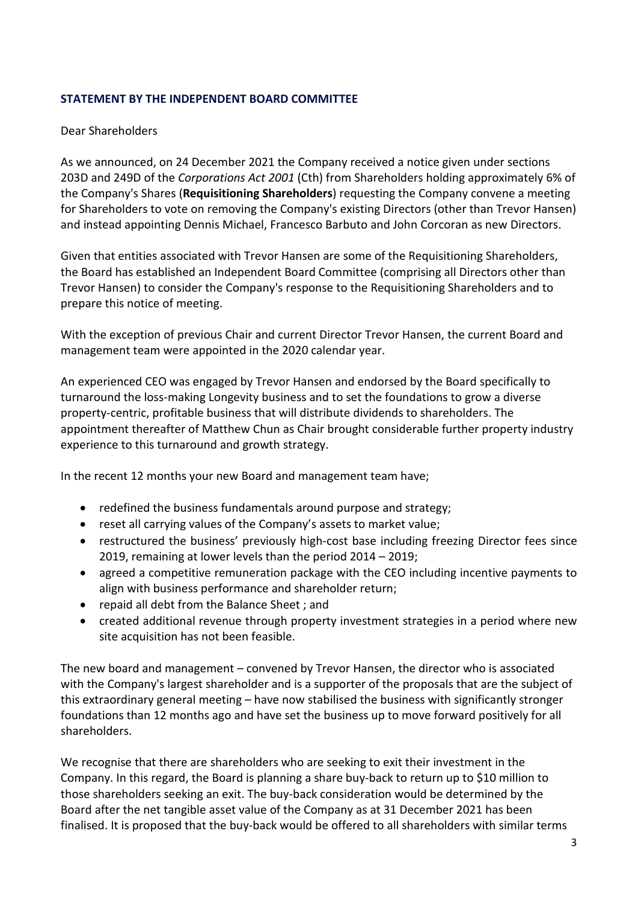## STATEMENT BY THE INDEPENDENT BOARD COMMITTEE

Dear Shareholders

As we announced, on 24 December 2021 the Company received a notice given under sections 203D and 249D of the *Corporations Act 2001* (Cth) from Shareholders holding approximately 6% of the Company's Shares (**Requisitioning Shareholders**) requesting the Company convene a meeting for Shareholders to vote on removing the Company's existing Directors (other than Trevor Hansen) and instead appointing Dennis Michael, Francesco Barbuto and John Corcoran as new Directors.

Given that entities associated with Trevor Hansen are some of the Requisitioning Shareholders, the Board has established an Independent Board Committee (comprising all Directors other than Trevor Hansen) to consider the Company's response to the Requisitioning Shareholders and to prepare this notice of meeting.

With the exception of previous Chair and current Director Trevor Hansen, the current Board and management team were appointed in the 2020 calendar year.

An experienced CEO was engaged by Trevor Hansen and endorsed by the Board specifically to turnaround the loss-making Longevity business and to set the foundations to grow a diverse property-centric, profitable business that will distribute dividends to shareholders. The appointment thereafter of Matthew Chun as Chair brought considerable further property industry experience to this turnaround and growth strategy.

In the recent 12 months your new Board and management team have;

- redefined the business fundamentals around purpose and strategy;
- reset all carrying values of the Company's assets to market value;
- restructured the business' previously high-cost base including freezing Director fees since 2019, remaining at lower levels than the period 2014 – 2019;
- agreed a competitive remuneration package with the CEO including incentive payments to align with business performance and shareholder return;
- repaid all debt from the Balance Sheet ; and
- created additional revenue through property investment strategies in a period where new site acquisition has not been feasible.

The new board and management – convened by Trevor Hansen, the director who is associated with the Company's largest shareholder and is a supporter of the proposals that are the subject of this extraordinary general meeting – have now stabilised the business with significantly stronger foundations than 12 months ago and have set the business up to move forward positively for all shareholders.

We recognise that there are shareholders who are seeking to exit their investment in the Company. In this regard, the Board is planning a share buy-back to return up to $10 million to those shareholders seeking an exit. The buy-back consideration would be determined by the Board after the net tangible asset value of the Company as at 31 December 2021 has been finalised. It is proposed that the buy-back would be offered to all shareholders with similar terms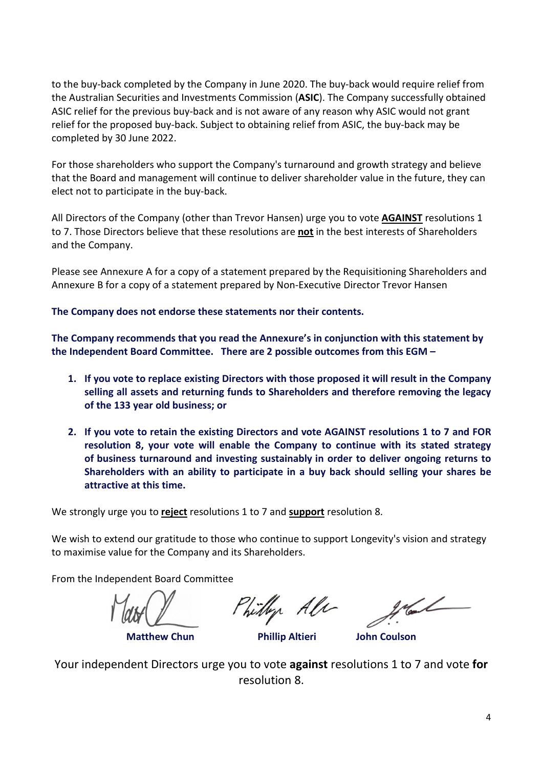to the buy-back completed by the Company in June 2020. The buy-back would require relief from the Australian Securities and Investments Commission (**ASIC**). The Company successfully obtained ASIC relief for the previous buy-back and is not aware of any reason why ASIC would not grant relief for the proposed buy-back. Subject to obtaining relief from ASIC, the buy-back may be completed by 30 June 2022.

For those shareholders who support the Company's turnaround and growth strategy and believe that the Board and management will continue to deliver shareholder value in the future, they can elect not to participate in the buy-back.

All Directors of the Company (other than Trevor Hansen) urge you to vote **AGAINST** resolutions 1 to 7. Those Directors believe that these resolutions are **not** in the best interests of Shareholders and the Company.

Please see Annexure A for a copy of a statement prepared by the Requisitioning Shareholders and Annexure B for a copy of a statement prepared by Non-Executive Director Trevor Hansen

**The Company does not endorse these statements nor their contents.**

**The Company recommends that you read the Annexure's in conjunction with this statement by the Independent Board Committee. There are 2 possible outcomes from this EGM –**

1. **If you vote to replace existing Directors with those proposed it will result in the Company selling all assets and returning funds to Shareholders and therefore removing the legacy of the 133 year old business; or**
2. **If you vote to retain the existing Directors and vote AGAINST resolutions 1 to 7 and FOR resolution 8, your vote will enable the Company to continue with its stated strategy of business turnaround and investing sustainably in order to deliver ongoing returns to Shareholders with an ability to participate in a buy back should selling your shares be attractive at this time.**

We strongly urge you to **reject** resolutions 1 to 7 and **support** resolution 8.

We wish to extend our gratitude to those who continue to support Longevity's vision and strategy to maximise value for the Company and its Shareholders.

From the Independent Board Committee

**Matthew Chun** **Phillip Altieri** **John Coulson**

Your independent Directors urge you to vote **against** resolutions 1 to 7 and vote **for** resolution 8.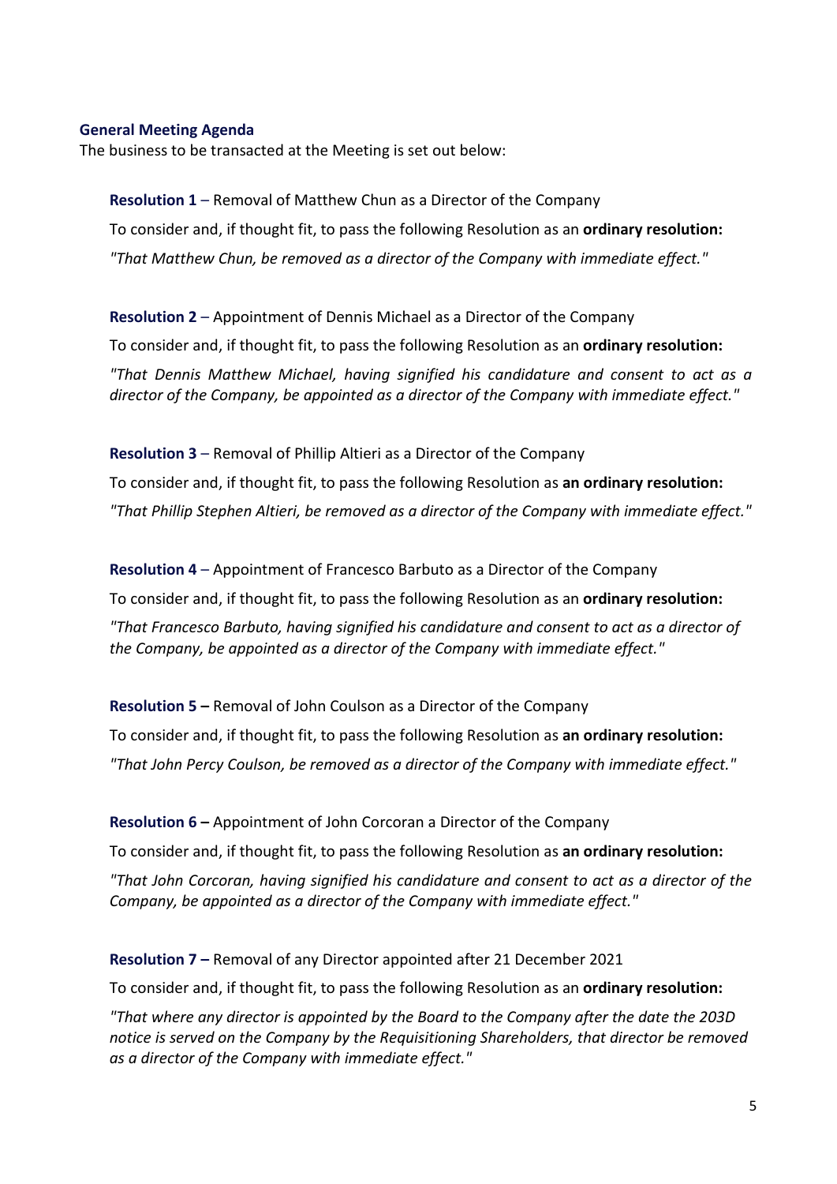## General Meeting Agenda

The business to be transacted at the Meeting is set out below:

**Resolution 1** – Removal of Matthew Chun as a Director of the Company

To consider and, if thought fit, to pass the following Resolution as an **ordinary resolution:**

*"That Matthew Chun, be removed as a director of the Company with immediate effect."*

**Resolution 2** – Appointment of Dennis Michael as a Director of the Company

To consider and, if thought fit, to pass the following Resolution as an **ordinary resolution:**

*"That Dennis Matthew Michael, having signified his candidature and consent to act as a director of the Company, be appointed as a director of the Company with immediate effect."*

**Resolution 3** – Removal of Phillip Altieri as a Director of the Company

To consider and, if thought fit, to pass the following Resolution as **an ordinary resolution:**

*"That Phillip Stephen Altieri, be removed as a director of the Company with immediate effect."*

**Resolution 4** – Appointment of Francesco Barbuto as a Director of the Company

To consider and, if thought fit, to pass the following Resolution as an **ordinary resolution:**

*"That Francesco Barbuto, having signified his candidature and consent to act as a director of the Company, be appointed as a director of the Company with immediate effect."*

**Resolution 5 –** Removal of John Coulson as a Director of the Company

To consider and, if thought fit, to pass the following Resolution as **an ordinary resolution:**

*"That John Percy Coulson, be removed as a director of the Company with immediate effect."*

**Resolution 6 –** Appointment of John Corcoran a Director of the Company

To consider and, if thought fit, to pass the following Resolution as **an ordinary resolution:**

*"That John Corcoran, having signified his candidature and consent to act as a director of the Company, be appointed as a director of the Company with immediate effect."*

**Resolution 7 –** Removal of any Director appointed after 21 December 2021

To consider and, if thought fit, to pass the following Resolution as an **ordinary resolution:**

*"That where any director is appointed by the Board to the Company after the date the 203D notice is served on the Company by the Requisitioning Shareholders, that director be removed as a director of the Company with immediate effect."*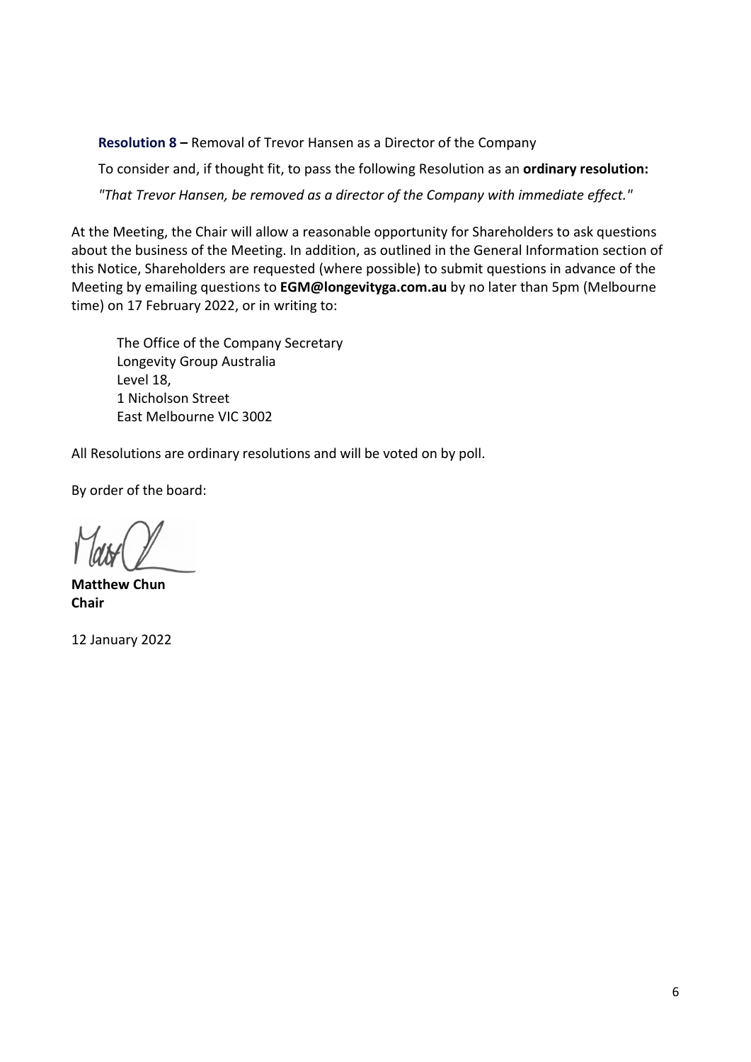**Resolution 8 –** Removal of Trevor Hansen as a Director of the Company

To consider and, if thought fit, to pass the following Resolution as an **ordinary resolution:**

*"That Trevor Hansen, be removed as a director of the Company with immediate effect."*

At the Meeting, the Chair will allow a reasonable opportunity for Shareholders to ask questions about the business of the Meeting. In addition, as outlined in the General Information section of this Notice, Shareholders are requested (where possible) to submit questions in advance of the Meeting by emailing questions to **EGM@longevityga.com.au** by no later than 5pm (Melbourne time) on 17 February 2022, or in writing to:

The Office of the Company Secretary
Longevity Group Australia
Level 18,
1 Nicholson Street
East Melbourne VIC 3002

All Resolutions are ordinary resolutions and will be voted on by poll.

By order of the board:

**Matthew Chun**
**Chair**

12 January 2022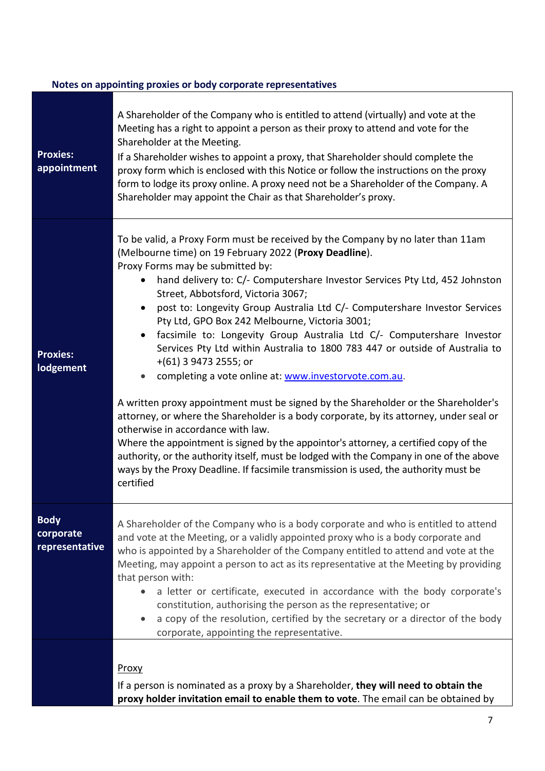### Notes on appointing proxies or body corporate representatives

| | |
|---|---|
| **Proxies: appointment** | A Shareholder of the Company who is entitled to attend (virtually) and vote at the Meeting has a right to appoint a person as their proxy to attend and vote for the Shareholder at the Meeting.<br>If a Shareholder wishes to appoint a proxy, that Shareholder should complete the proxy form which is enclosed with this Notice or follow the instructions on the proxy form to lodge its proxy online. A proxy need not be a Shareholder of the Company. A Shareholder may appoint the Chair as that Shareholder's proxy. |
| **Proxies: lodgement** | To be valid, a Proxy Form must be received by the Company by no later than 11am (Melbourne time) on 19 February 2022 (**Proxy Deadline**).<br>Proxy Forms may be submitted by:<br>• hand delivery to: C/- Computershare Investor Services Pty Ltd, 452 Johnston Street, Abbotsford, Victoria 3067;<br>• post to: Longevity Group Australia Ltd C/- Computershare Investor Services Pty Ltd, GPO Box 242 Melbourne, Victoria 3001;<br>• facsimile to: Longevity Group Australia Ltd C/- Computershare Investor Services Pty Ltd within Australia to 1800 783 447 or outside of Australia to +(61) 3 9473 2555; or<br>• completing a vote online at: www.investorvote.com.au.<br><br>A written proxy appointment must be signed by the Shareholder or the Shareholder's attorney, or where the Shareholder is a body corporate, by its attorney, under seal or otherwise in accordance with law.<br>Where the appointment is signed by the appointor's attorney, a certified copy of the authority, or the authority itself, must be lodged with the Company in one of the above ways by the Proxy Deadline. If facsimile transmission is used, the authority must be certified |
| **Body corporate representative** | A Shareholder of the Company who is a body corporate and who is entitled to attend and vote at the Meeting, or a validly appointed proxy who is a body corporate and who is appointed by a Shareholder of the Company entitled to attend and vote at the Meeting, may appoint a person to act as its representative at the Meeting by providing that person with:<br>• a letter or certificate, executed in accordance with the body corporate's constitution, authorising the person as the representative; or<br>• a copy of the resolution, certified by the secretary or a director of the body corporate, appointing the representative. |
| | Proxy<br>If a person is nominated as a proxy by a Shareholder, **they will need to obtain the proxy holder invitation email to enable them to vote**. The email can be obtained by |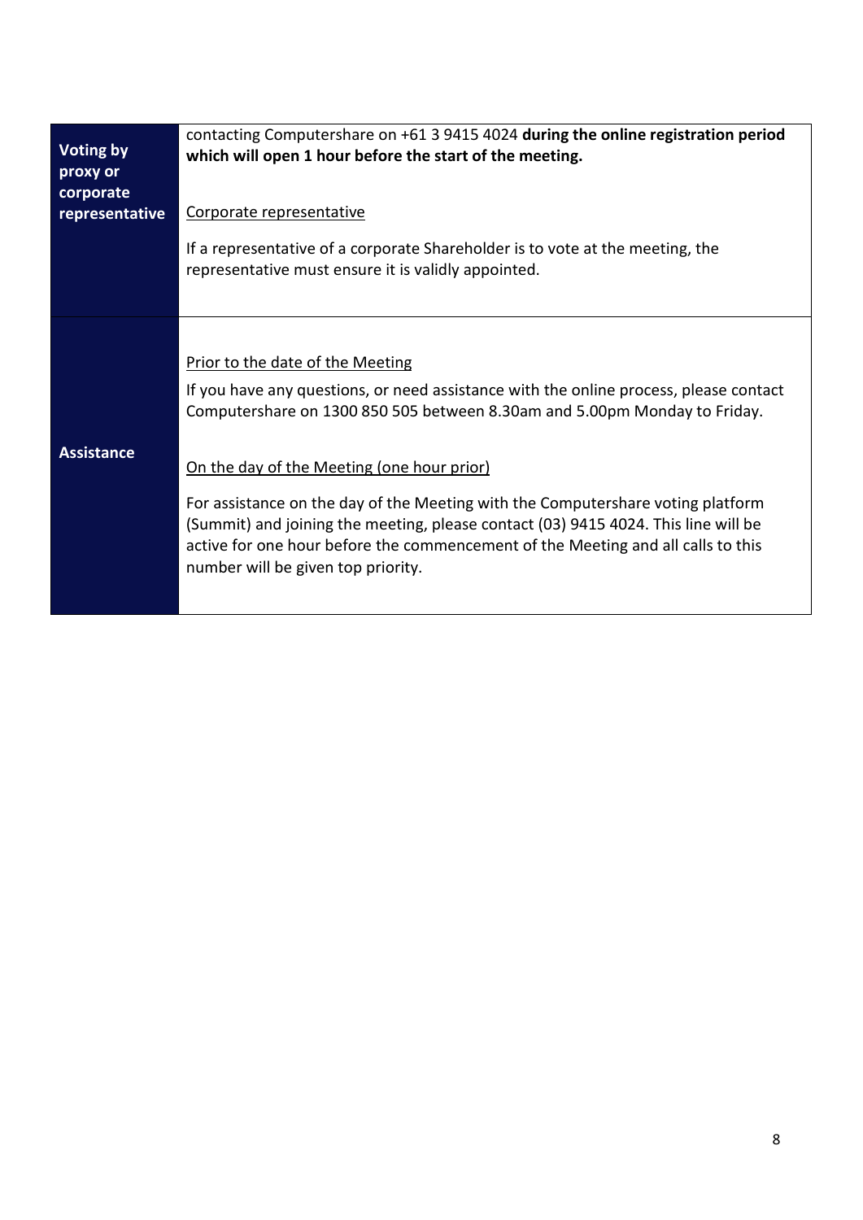| | |
|---|---|
| **Voting by proxy or corporate representative** | contacting Computershare on +61 3 9415 4024 **during the online registration period which will open 1 hour before the start of the meeting.**<br><br><u>Corporate representative</u><br><br>If a representative of a corporate Shareholder is to vote at the meeting, the representative must ensure it is validly appointed. |
| **Assistance** | <u>Prior to the date of the Meeting</u><br><br>If you have any questions, or need assistance with the online process, please contact Computershare on 1300 850 505 between 8.30am and 5.00pm Monday to Friday.<br><br><u>On the day of the Meeting (one hour prior)</u><br><br>For assistance on the day of the Meeting with the Computershare voting platform (Summit) and joining the meeting, please contact (03) 9415 4024. This line will be active for one hour before the commencement of the Meeting and all calls to this number will be given top priority. |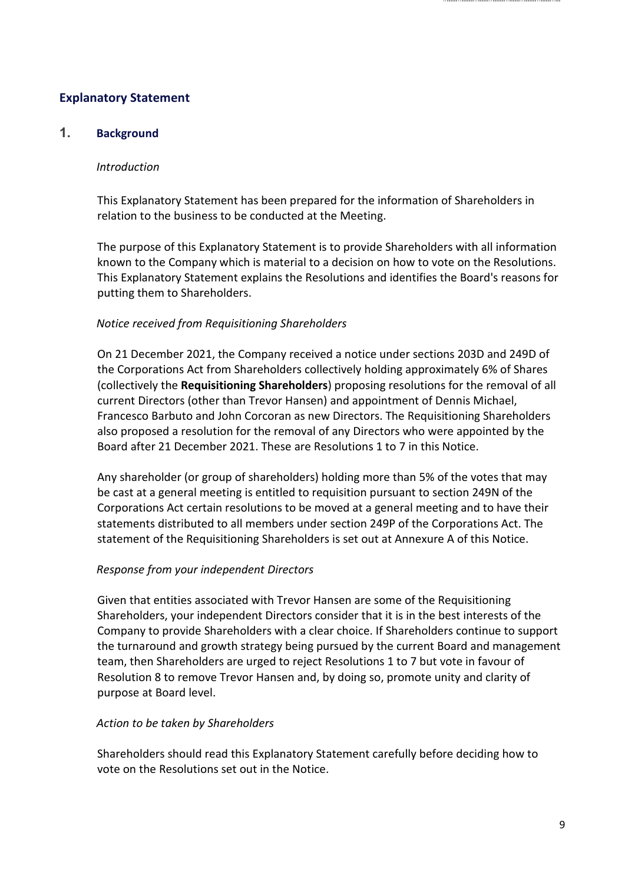# Explanatory Statement

## 1. Background

*Introduction*

This Explanatory Statement has been prepared for the information of Shareholders in relation to the business to be conducted at the Meeting.

The purpose of this Explanatory Statement is to provide Shareholders with all information known to the Company which is material to a decision on how to vote on the Resolutions. This Explanatory Statement explains the Resolutions and identifies the Board's reasons for putting them to Shareholders.

*Notice received from Requisitioning Shareholders*

On 21 December 2021, the Company received a notice under sections 203D and 249D of the Corporations Act from Shareholders collectively holding approximately 6% of Shares (collectively the **Requisitioning Shareholders**) proposing resolutions for the removal of all current Directors (other than Trevor Hansen) and appointment of Dennis Michael, Francesco Barbuto and John Corcoran as new Directors. The Requisitioning Shareholders also proposed a resolution for the removal of any Directors who were appointed by the Board after 21 December 2021. These are Resolutions 1 to 7 in this Notice.

Any shareholder (or group of shareholders) holding more than 5% of the votes that may be cast at a general meeting is entitled to requisition pursuant to section 249N of the Corporations Act certain resolutions to be moved at a general meeting and to have their statements distributed to all members under section 249P of the Corporations Act. The statement of the Requisitioning Shareholders is set out at Annexure A of this Notice.

*Response from your independent Directors*

Given that entities associated with Trevor Hansen are some of the Requisitioning Shareholders, your independent Directors consider that it is in the best interests of the Company to provide Shareholders with a clear choice. If Shareholders continue to support the turnaround and growth strategy being pursued by the current Board and management team, then Shareholders are urged to reject Resolutions 1 to 7 but vote in favour of Resolution 8 to remove Trevor Hansen and, by doing so, promote unity and clarity of purpose at Board level.

*Action to be taken by Shareholders*

Shareholders should read this Explanatory Statement carefully before deciding how to vote on the Resolutions set out in the Notice.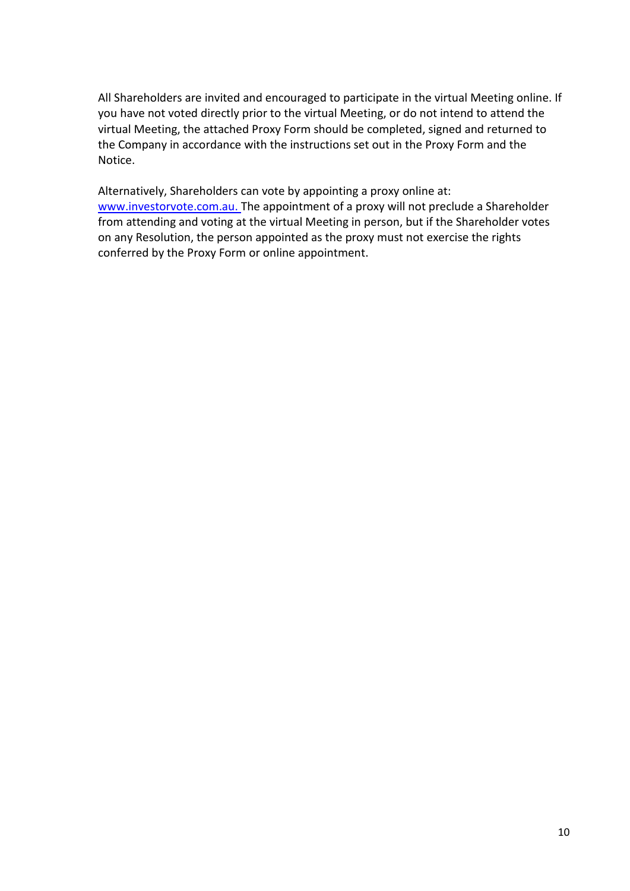All Shareholders are invited and encouraged to participate in the virtual Meeting online. If you have not voted directly prior to the virtual Meeting, or do not intend to attend the virtual Meeting, the attached Proxy Form should be completed, signed and returned to the Company in accordance with the instructions set out in the Proxy Form and the Notice.

Alternatively, Shareholders can vote by appointing a proxy online at: [www.investorvote.com.au.](http://www.investorvote.com.au) The appointment of a proxy will not preclude a Shareholder from attending and voting at the virtual Meeting in person, but if the Shareholder votes on any Resolution, the person appointed as the proxy must not exercise the rights conferred by the Proxy Form or online appointment.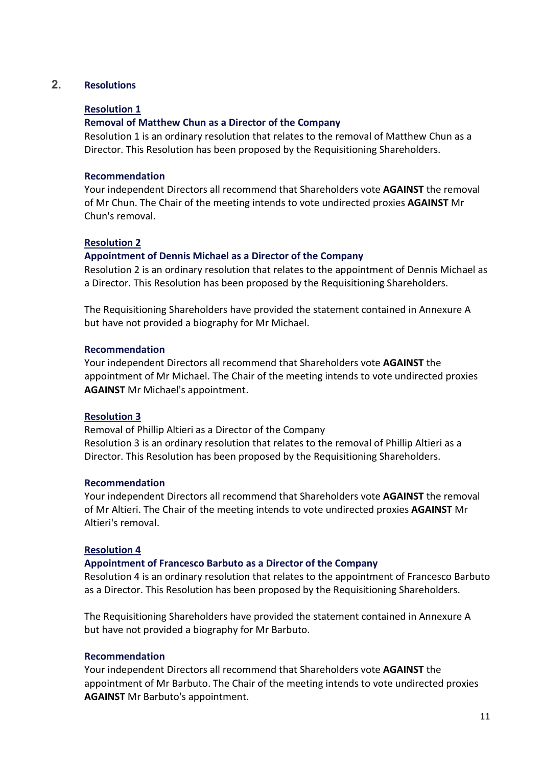## 2. Resolutions

### Resolution 1

**Removal of Matthew Chun as a Director of the Company**

Resolution 1 is an ordinary resolution that relates to the removal of Matthew Chun as a Director. This Resolution has been proposed by the Requisitioning Shareholders.

**Recommendation**

Your independent Directors all recommend that Shareholders vote **AGAINST** the removal of Mr Chun. The Chair of the meeting intends to vote undirected proxies **AGAINST** Mr Chun's removal.

### Resolution 2

**Appointment of Dennis Michael as a Director of the Company**

Resolution 2 is an ordinary resolution that relates to the appointment of Dennis Michael as a Director. This Resolution has been proposed by the Requisitioning Shareholders.

The Requisitioning Shareholders have provided the statement contained in Annexure A but have not provided a biography for Mr Michael.

**Recommendation**

Your independent Directors all recommend that Shareholders vote **AGAINST** the appointment of Mr Michael. The Chair of the meeting intends to vote undirected proxies **AGAINST** Mr Michael's appointment.

### Resolution 3

Removal of Phillip Altieri as a Director of the Company

Resolution 3 is an ordinary resolution that relates to the removal of Phillip Altieri as a Director. This Resolution has been proposed by the Requisitioning Shareholders.

**Recommendation**

Your independent Directors all recommend that Shareholders vote **AGAINST** the removal of Mr Altieri. The Chair of the meeting intends to vote undirected proxies **AGAINST** Mr Altieri's removal.

### Resolution 4

**Appointment of Francesco Barbuto as a Director of the Company**

Resolution 4 is an ordinary resolution that relates to the appointment of Francesco Barbuto as a Director. This Resolution has been proposed by the Requisitioning Shareholders.

The Requisitioning Shareholders have provided the statement contained in Annexure A but have not provided a biography for Mr Barbuto.

**Recommendation**

Your independent Directors all recommend that Shareholders vote **AGAINST** the appointment of Mr Barbuto. The Chair of the meeting intends to vote undirected proxies **AGAINST** Mr Barbuto's appointment.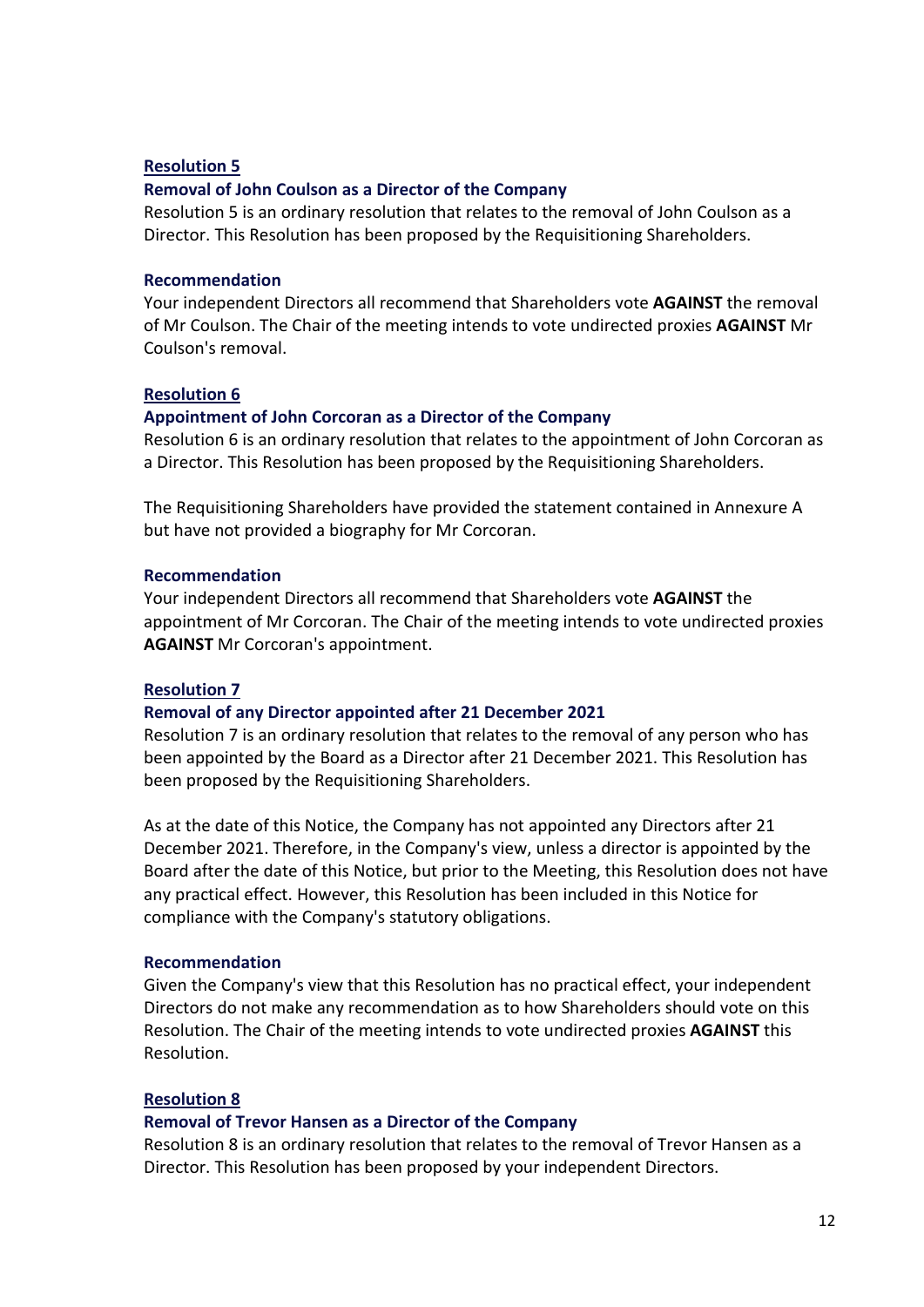### Resolution 5

#### Removal of John Coulson as a Director of the Company

Resolution 5 is an ordinary resolution that relates to the removal of John Coulson as a Director. This Resolution has been proposed by the Requisitioning Shareholders.

#### Recommendation

Your independent Directors all recommend that Shareholders vote **AGAINST** the removal of Mr Coulson. The Chair of the meeting intends to vote undirected proxies **AGAINST** Mr Coulson's removal.

### Resolution 6

#### Appointment of John Corcoran as a Director of the Company

Resolution 6 is an ordinary resolution that relates to the appointment of John Corcoran as a Director. This Resolution has been proposed by the Requisitioning Shareholders.

The Requisitioning Shareholders have provided the statement contained in Annexure A but have not provided a biography for Mr Corcoran.

#### Recommendation

Your independent Directors all recommend that Shareholders vote **AGAINST** the appointment of Mr Corcoran. The Chair of the meeting intends to vote undirected proxies **AGAINST** Mr Corcoran's appointment.

### Resolution 7

#### Removal of any Director appointed after 21 December 2021

Resolution 7 is an ordinary resolution that relates to the removal of any person who has been appointed by the Board as a Director after 21 December 2021. This Resolution has been proposed by the Requisitioning Shareholders.

As at the date of this Notice, the Company has not appointed any Directors after 21 December 2021. Therefore, in the Company's view, unless a director is appointed by the Board after the date of this Notice, but prior to the Meeting, this Resolution does not have any practical effect. However, this Resolution has been included in this Notice for compliance with the Company's statutory obligations.

#### Recommendation

Given the Company's view that this Resolution has no practical effect, your independent Directors do not make any recommendation as to how Shareholders should vote on this Resolution. The Chair of the meeting intends to vote undirected proxies **AGAINST** this Resolution.

### Resolution 8

#### Removal of Trevor Hansen as a Director of the Company

Resolution 8 is an ordinary resolution that relates to the removal of Trevor Hansen as a Director. This Resolution has been proposed by your independent Directors.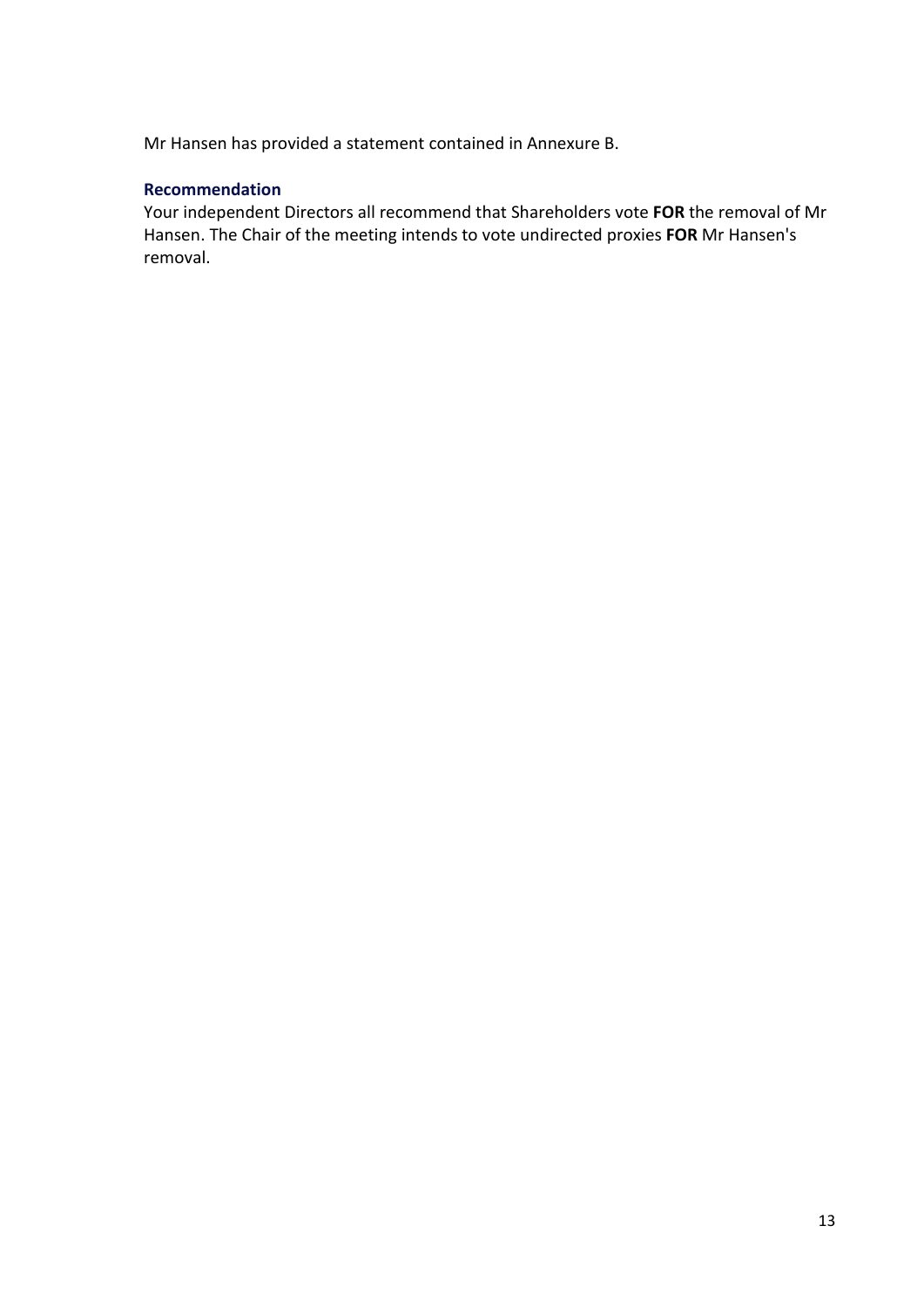Mr Hansen has provided a statement contained in Annexure B.

### Recommendation

Your independent Directors all recommend that Shareholders vote **FOR** the removal of Mr Hansen. The Chair of the meeting intends to vote undirected proxies **FOR** Mr Hansen's removal.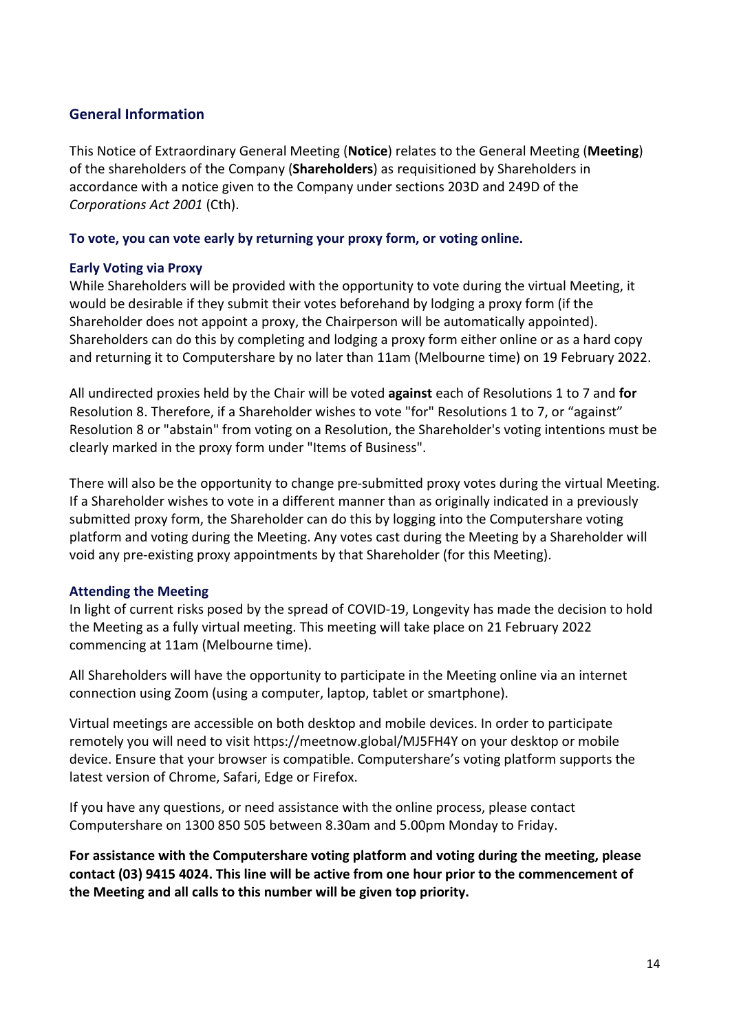## General Information

This Notice of Extraordinary General Meeting (**Notice**) relates to the General Meeting (**Meeting**) of the shareholders of the Company (**Shareholders**) as requisitioned by Shareholders in accordance with a notice given to the Company under sections 203D and 249D of the *Corporations Act 2001* (Cth).

**To vote, you can vote early by returning your proxy form, or voting online.**

### Early Voting via Proxy

While Shareholders will be provided with the opportunity to vote during the virtual Meeting, it would be desirable if they submit their votes beforehand by lodging a proxy form (if the Shareholder does not appoint a proxy, the Chairperson will be automatically appointed). Shareholders can do this by completing and lodging a proxy form either online or as a hard copy and returning it to Computershare by no later than 11am (Melbourne time) on 19 February 2022.

All undirected proxies held by the Chair will be voted **against** each of Resolutions 1 to 7 and **for** Resolution 8. Therefore, if a Shareholder wishes to vote "for" Resolutions 1 to 7, or "against" Resolution 8 or "abstain" from voting on a Resolution, the Shareholder's voting intentions must be clearly marked in the proxy form under "Items of Business".

There will also be the opportunity to change pre-submitted proxy votes during the virtual Meeting. If a Shareholder wishes to vote in a different manner than as originally indicated in a previously submitted proxy form, the Shareholder can do this by logging into the Computershare voting platform and voting during the Meeting. Any votes cast during the Meeting by a Shareholder will void any pre-existing proxy appointments by that Shareholder (for this Meeting).

### Attending the Meeting

In light of current risks posed by the spread of COVID-19, Longevity has made the decision to hold the Meeting as a fully virtual meeting. This meeting will take place on 21 February 2022 commencing at 11am (Melbourne time).

All Shareholders will have the opportunity to participate in the Meeting online via an internet connection using Zoom (using a computer, laptop, tablet or smartphone).

Virtual meetings are accessible on both desktop and mobile devices. In order to participate remotely you will need to visit https://meetnow.global/MJ5FH4Y on your desktop or mobile device. Ensure that your browser is compatible. Computershare's voting platform supports the latest version of Chrome, Safari, Edge or Firefox.

If you have any questions, or need assistance with the online process, please contact Computershare on 1300 850 505 between 8.30am and 5.00pm Monday to Friday.

**For assistance with the Computershare voting platform and voting during the meeting, please contact (03) 9415 4024. This line will be active from one hour prior to the commencement of the Meeting and all calls to this number will be given top priority.**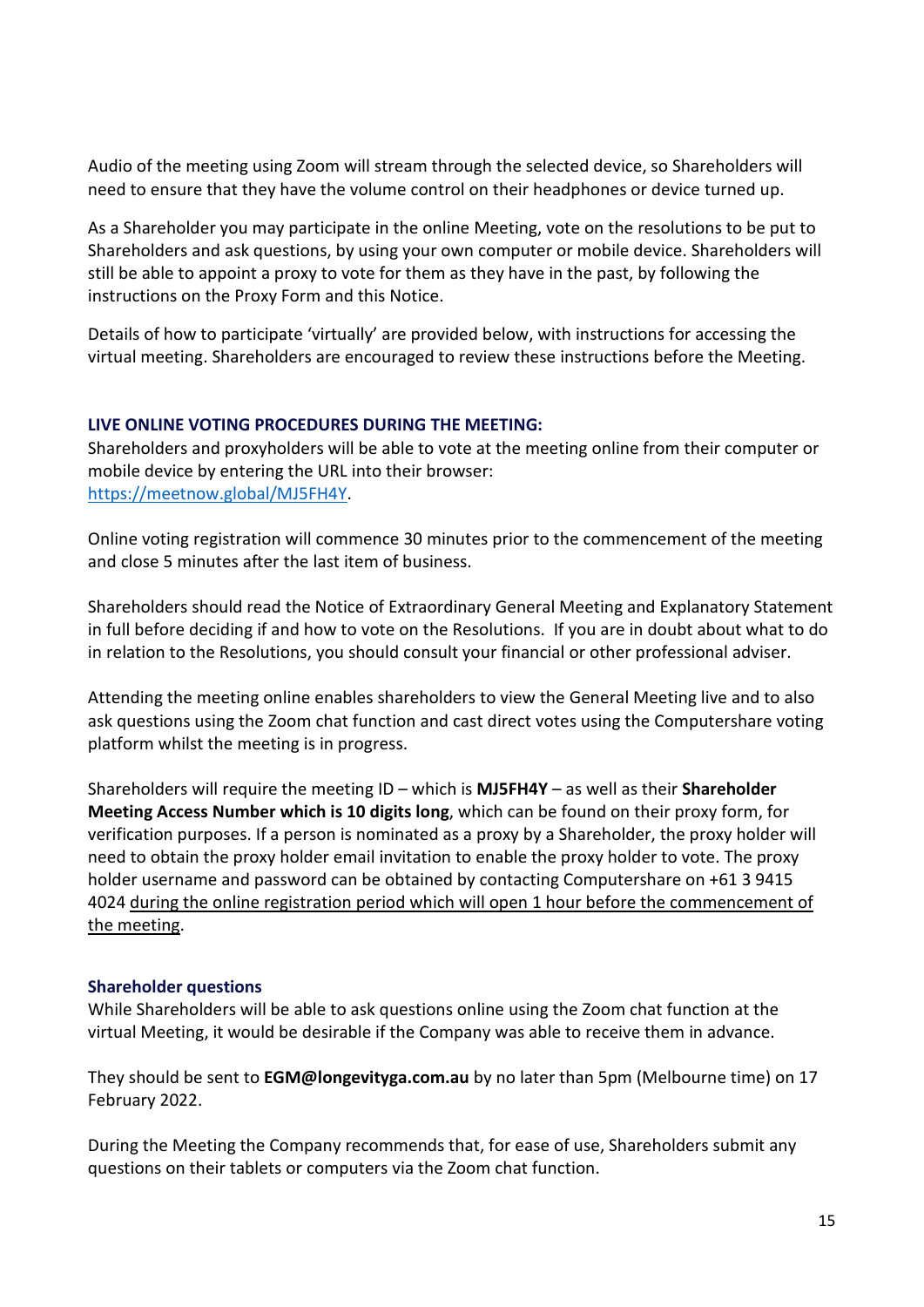Audio of the meeting using Zoom will stream through the selected device, so Shareholders will need to ensure that they have the volume control on their headphones or device turned up.

As a Shareholder you may participate in the online Meeting, vote on the resolutions to be put to Shareholders and ask questions, by using your own computer or mobile device. Shareholders will still be able to appoint a proxy to vote for them as they have in the past, by following the instructions on the Proxy Form and this Notice.

Details of how to participate 'virtually' are provided below, with instructions for accessing the virtual meeting. Shareholders are encouraged to review these instructions before the Meeting.

**LIVE ONLINE VOTING PROCEDURES DURING THE MEETING:**

Shareholders and proxyholders will be able to vote at the meeting online from their computer or mobile device by entering the URL into their browser: https://meetnow.global/MJ5FH4Y.

Online voting registration will commence 30 minutes prior to the commencement of the meeting and close 5 minutes after the last item of business.

Shareholders should read the Notice of Extraordinary General Meeting and Explanatory Statement in full before deciding if and how to vote on the Resolutions. If you are in doubt about what to do in relation to the Resolutions, you should consult your financial or other professional adviser.

Attending the meeting online enables shareholders to view the General Meeting live and to also ask questions using the Zoom chat function and cast direct votes using the Computershare voting platform whilst the meeting is in progress.

Shareholders will require the meeting ID – which is **MJ5FH4Y** – as well as their **Shareholder Meeting Access Number which is 10 digits long**, which can be found on their proxy form, for verification purposes. If a person is nominated as a proxy by a Shareholder, the proxy holder will need to obtain the proxy holder email invitation to enable the proxy holder to vote. The proxy holder username and password can be obtained by contacting Computershare on +61 3 9415 4024 <u>during the online registration period which will open 1 hour before the commencement of the meeting</u>.

**Shareholder questions**

While Shareholders will be able to ask questions online using the Zoom chat function at the virtual Meeting, it would be desirable if the Company was able to receive them in advance.

They should be sent to **EGM@longevityga.com.au** by no later than 5pm (Melbourne time) on 17 February 2022.

During the Meeting the Company recommends that, for ease of use, Shareholders submit any questions on their tablets or computers via the Zoom chat function.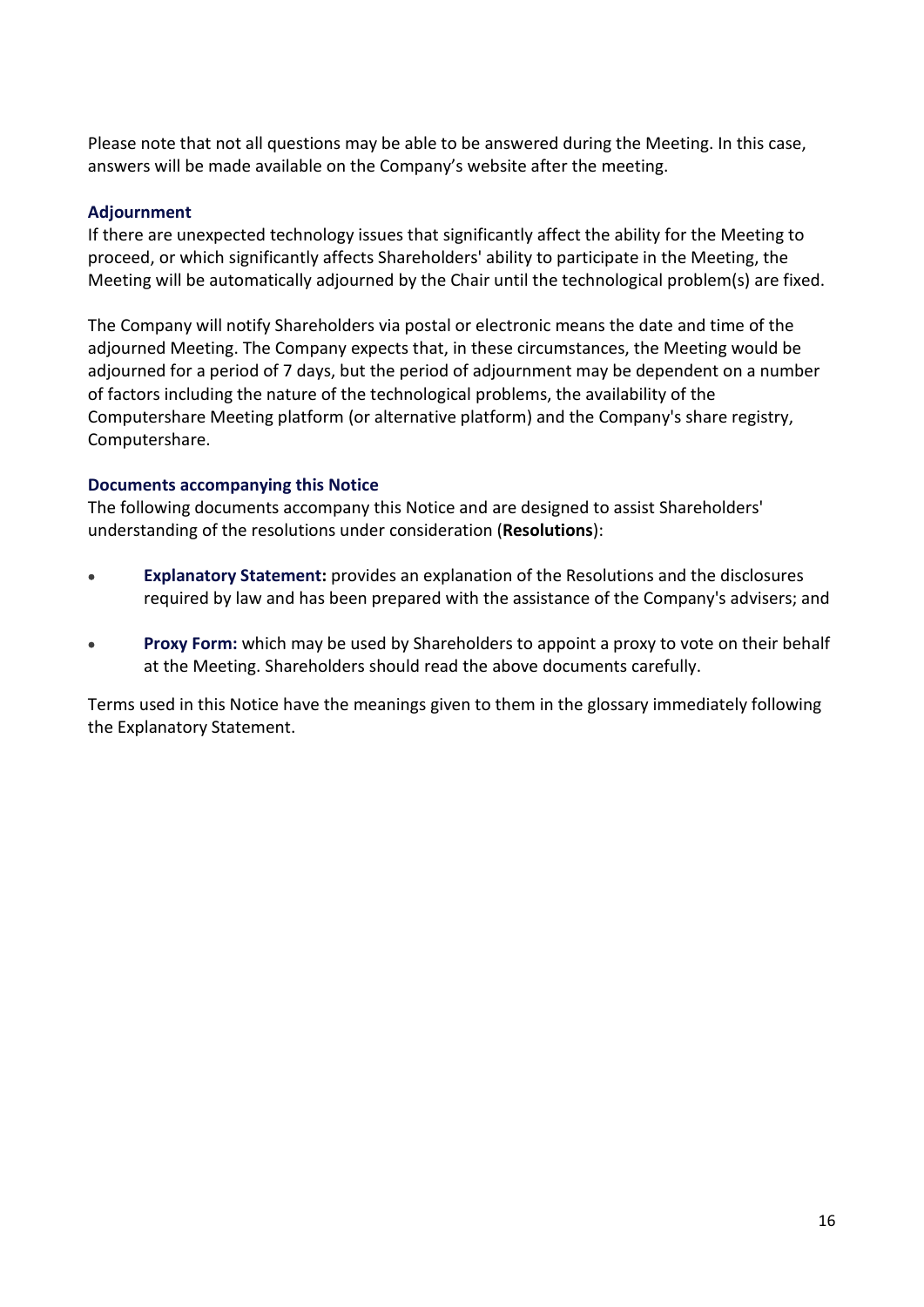Please note that not all questions may be able to be answered during the Meeting. In this case, answers will be made available on the Company's website after the meeting.

### Adjournment

If there are unexpected technology issues that significantly affect the ability for the Meeting to proceed, or which significantly affects Shareholders' ability to participate in the Meeting, the Meeting will be automatically adjourned by the Chair until the technological problem(s) are fixed.

The Company will notify Shareholders via postal or electronic means the date and time of the adjourned Meeting. The Company expects that, in these circumstances, the Meeting would be adjourned for a period of 7 days, but the period of adjournment may be dependent on a number of factors including the nature of the technological problems, the availability of the Computershare Meeting platform (or alternative platform) and the Company's share registry, Computershare.

### Documents accompanying this Notice

The following documents accompany this Notice and are designed to assist Shareholders' understanding of the resolutions under consideration (**Resolutions**):

- **Explanatory Statement:** provides an explanation of the Resolutions and the disclosures required by law and has been prepared with the assistance of the Company's advisers; and
- **Proxy Form:** which may be used by Shareholders to appoint a proxy to vote on their behalf at the Meeting. Shareholders should read the above documents carefully.

Terms used in this Notice have the meanings given to them in the glossary immediately following the Explanatory Statement.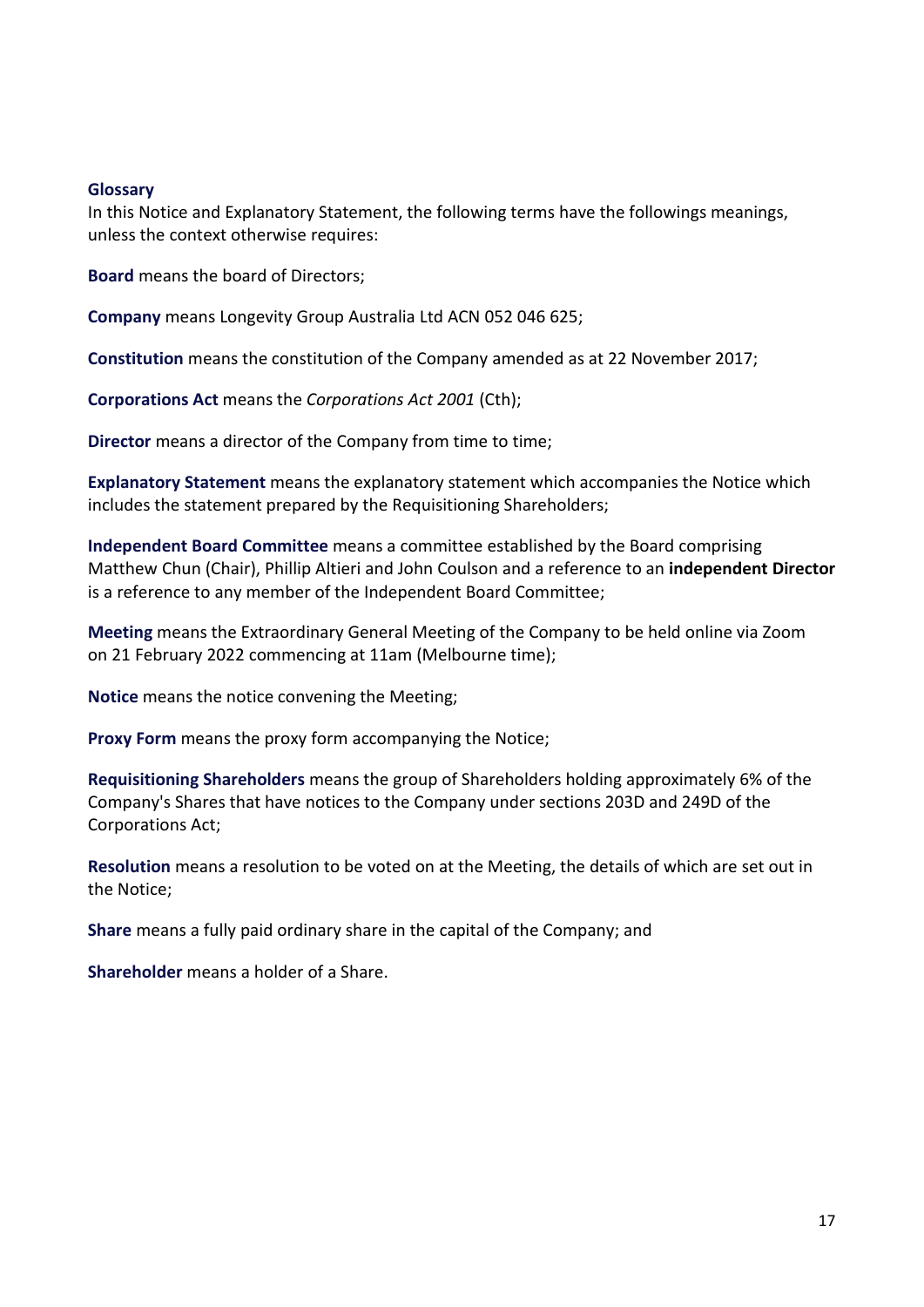## Glossary

In this Notice and Explanatory Statement, the following terms have the followings meanings, unless the context otherwise requires:

**Board** means the board of Directors;

**Company** means Longevity Group Australia Ltd ACN 052 046 625;

**Constitution** means the constitution of the Company amended as at 22 November 2017;

**Corporations Act** means the *Corporations Act 2001* (Cth);

**Director** means a director of the Company from time to time;

**Explanatory Statement** means the explanatory statement which accompanies the Notice which includes the statement prepared by the Requisitioning Shareholders;

**Independent Board Committee** means a committee established by the Board comprising Matthew Chun (Chair), Phillip Altieri and John Coulson and a reference to an **independent Director** is a reference to any member of the Independent Board Committee;

**Meeting** means the Extraordinary General Meeting of the Company to be held online via Zoom on 21 February 2022 commencing at 11am (Melbourne time);

**Notice** means the notice convening the Meeting;

**Proxy Form** means the proxy form accompanying the Notice;

**Requisitioning Shareholders** means the group of Shareholders holding approximately 6% of the Company's Shares that have notices to the Company under sections 203D and 249D of the Corporations Act;

**Resolution** means a resolution to be voted on at the Meeting, the details of which are set out in the Notice;

**Share** means a fully paid ordinary share in the capital of the Company; and

**Shareholder** means a holder of a Share.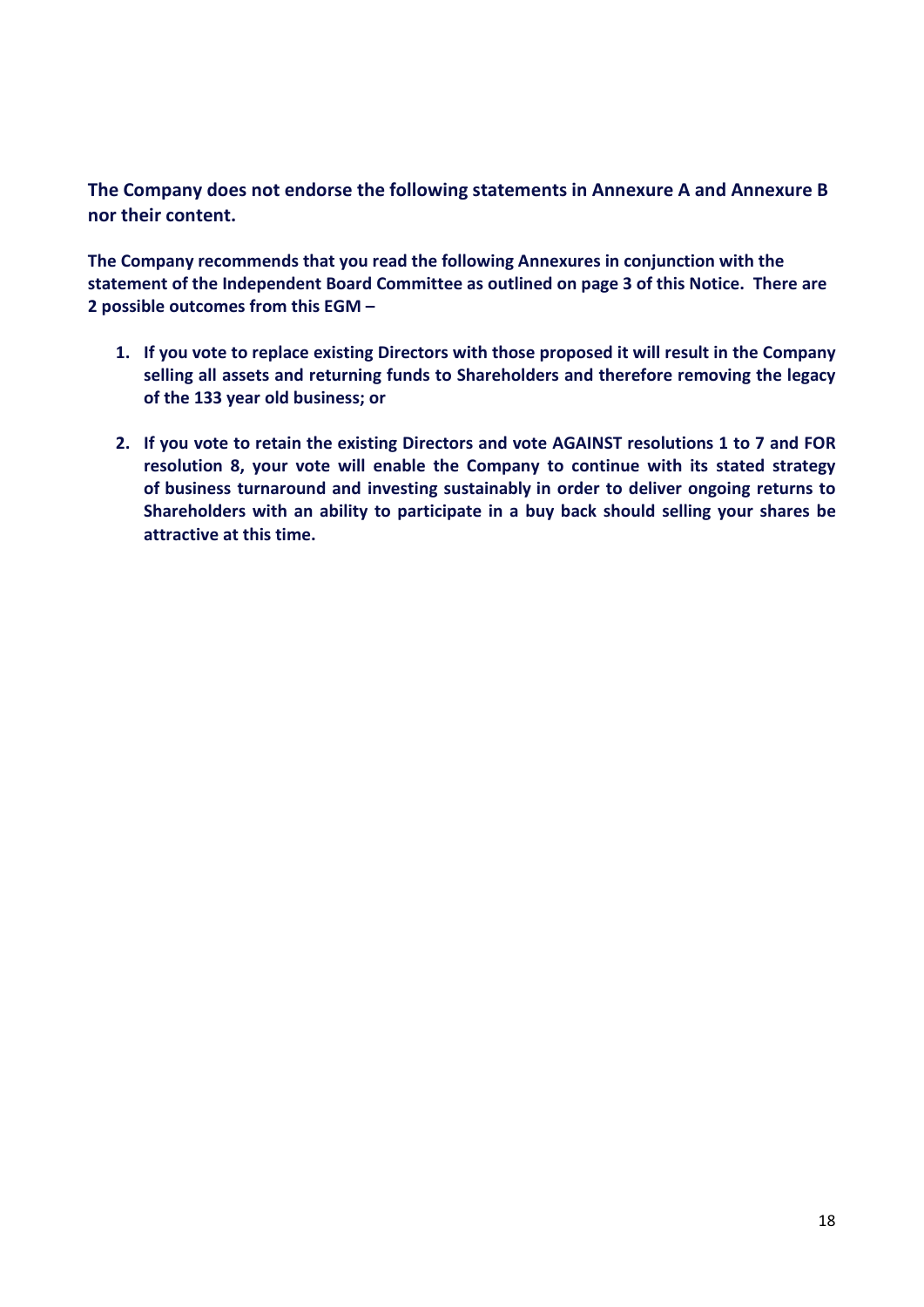**The Company does not endorse the following statements in Annexure A and Annexure B nor their content.**

**The Company recommends that you read the following Annexures in conjunction with the statement of the Independent Board Committee as outlined on page 3 of this Notice. There are 2 possible outcomes from this EGM –**

1. **If you vote to replace existing Directors with those proposed it will result in the Company selling all assets and returning funds to Shareholders and therefore removing the legacy of the 133 year old business; or**

2. **If you vote to retain the existing Directors and vote AGAINST resolutions 1 to 7 and FOR resolution 8, your vote will enable the Company to continue with its stated strategy of business turnaround and investing sustainably in order to deliver ongoing returns to Shareholders with an ability to participate in a buy back should selling your shares be attractive at this time.**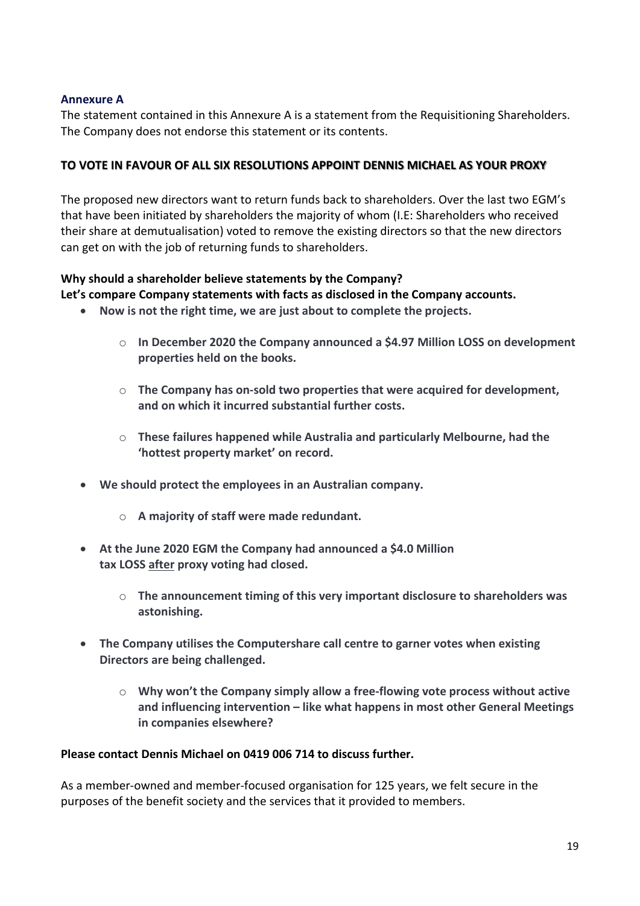### Annexure A

The statement contained in this Annexure A is a statement from the Requisitioning Shareholders. The Company does not endorse this statement or its contents.

**TO VOTE IN FAVOUR OF ALL SIX RESOLUTIONS APPOINT DENNIS MICHAEL AS YOUR PROXY**

The proposed new directors want to return funds back to shareholders. Over the last two EGM's that have been initiated by shareholders the majority of whom (I.E: Shareholders who received their share at demutualisation) voted to remove the existing directors so that the new directors can get on with the job of returning funds to shareholders.

**Why should a shareholder believe statements by the Company?**
**Let's compare Company statements with facts as disclosed in the Company accounts.**

- **Now is not the right time, we are just about to complete the projects.**
  - **In December 2020 the Company announced a $4.97 Million LOSS on development properties held on the books.**
  - **The Company has on-sold two properties that were acquired for development, and on which it incurred substantial further costs.**
  - **These failures happened while Australia and particularly Melbourne, had the 'hottest property market' on record.**
- **We should protect the employees in an Australian company.**
  - **A majority of staff were made redundant.**
- **At the June 2020 EGM the Company had announced a $4.0 Million tax LOSS <u>after</u> proxy voting had closed.**
  - **The announcement timing of this very important disclosure to shareholders was astonishing.**
- **The Company utilises the Computershare call centre to garner votes when existing Directors are being challenged.**
  - **Why won't the Company simply allow a free-flowing vote process without active and influencing intervention – like what happens in most other General Meetings in companies elsewhere?**

**Please contact Dennis Michael on 0419 006 714 to discuss further.**

As a member-owned and member-focused organisation for 125 years, we felt secure in the purposes of the benefit society and the services that it provided to members.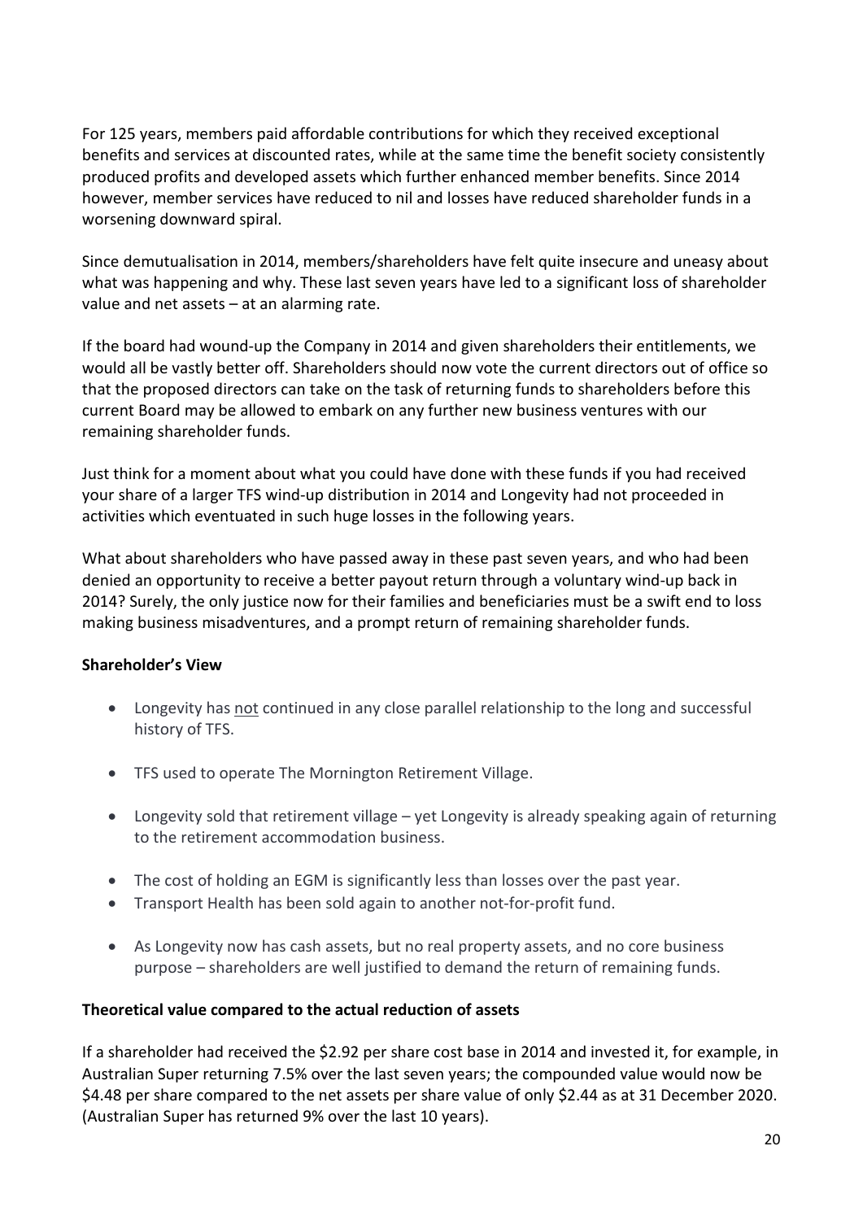For 125 years, members paid affordable contributions for which they received exceptional benefits and services at discounted rates, while at the same time the benefit society consistently produced profits and developed assets which further enhanced member benefits. Since 2014 however, member services have reduced to nil and losses have reduced shareholder funds in a worsening downward spiral.

Since demutualisation in 2014, members/shareholders have felt quite insecure and uneasy about what was happening and why. These last seven years have led to a significant loss of shareholder value and net assets – at an alarming rate.

If the board had wound-up the Company in 2014 and given shareholders their entitlements, we would all be vastly better off. Shareholders should now vote the current directors out of office so that the proposed directors can take on the task of returning funds to shareholders before this current Board may be allowed to embark on any further new business ventures with our remaining shareholder funds.

Just think for a moment about what you could have done with these funds if you had received your share of a larger TFS wind-up distribution in 2014 and Longevity had not proceeded in activities which eventuated in such huge losses in the following years.

What about shareholders who have passed away in these past seven years, and who had been denied an opportunity to receive a better payout return through a voluntary wind-up back in 2014? Surely, the only justice now for their families and beneficiaries must be a swift end to loss making business misadventures, and a prompt return of remaining shareholder funds.

**Shareholder's View**

- Longevity has not continued in any close parallel relationship to the long and successful history of TFS.
- TFS used to operate The Mornington Retirement Village.
- Longevity sold that retirement village – yet Longevity is already speaking again of returning to the retirement accommodation business.
- The cost of holding an EGM is significantly less than losses over the past year.
- Transport Health has been sold again to another not-for-profit fund.
- As Longevity now has cash assets, but no real property assets, and no core business purpose – shareholders are well justified to demand the return of remaining funds.

**Theoretical value compared to the actual reduction of assets**

If a shareholder had received the $2.92 per share cost base in 2014 and invested it, for example, in Australian Super returning 7.5% over the last seven years; the compounded value would now be $4.48 per share compared to the net assets per share value of only $2.44 as at 31 December 2020. (Australian Super has returned 9% over the last 10 years).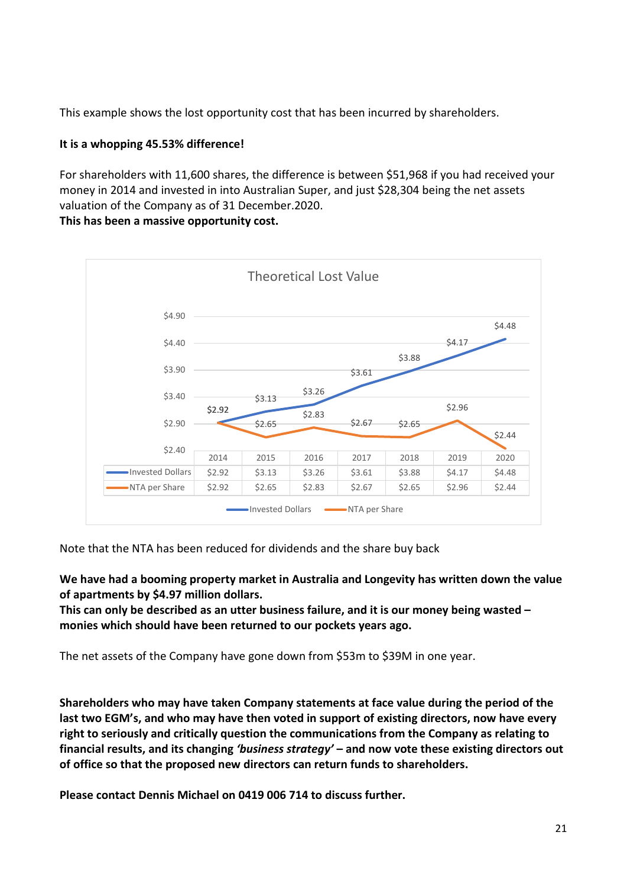This example shows the lost opportunity cost that has been incurred by shareholders.

**It is a whopping 45.53% difference!**

For shareholders with 11,600 shares, the difference is between $51,968 if you had received your money in 2014 and invested in into Australian Super, and just $28,304 being the net assets valuation of the Company as of 31 December.2020.
**This has been a massive opportunity cost.**

Theoretical Lost Value

| | 2014 | 2015 | 2016 | 2017 | 2018 | 2019 | 2020 |
|---|---|---|---|---|---|---|---|
| Invested Dollars | $2.92 | $3.13 | $3.26 | $3.61 | $3.88 | $4.17 | $4.48 |
| NTA per Share | $2.92 | $2.65 | $2.83 | $2.67 | $2.65 | $2.96 | $2.44 |

Note that the NTA has been reduced for dividends and the share buy back

**We have had a booming property market in Australia and Longevity has written down the value of apartments by $4.97 million dollars.**
**This can only be described as an utter business failure, and it is our money being wasted – monies which should have been returned to our pockets years ago.**

The net assets of the Company have gone down from $53m to $39M in one year.

**Shareholders who may have taken Company statements at face value during the period of the last two EGM's, and who may have then voted in support of existing directors, now have every right to seriously and critically question the communications from the Company as relating to financial results, and its changing *'business strategy'* – and now vote these existing directors out of office so that the proposed new directors can return funds to shareholders.**

**Please contact Dennis Michael on 0419 006 714 to discuss further.**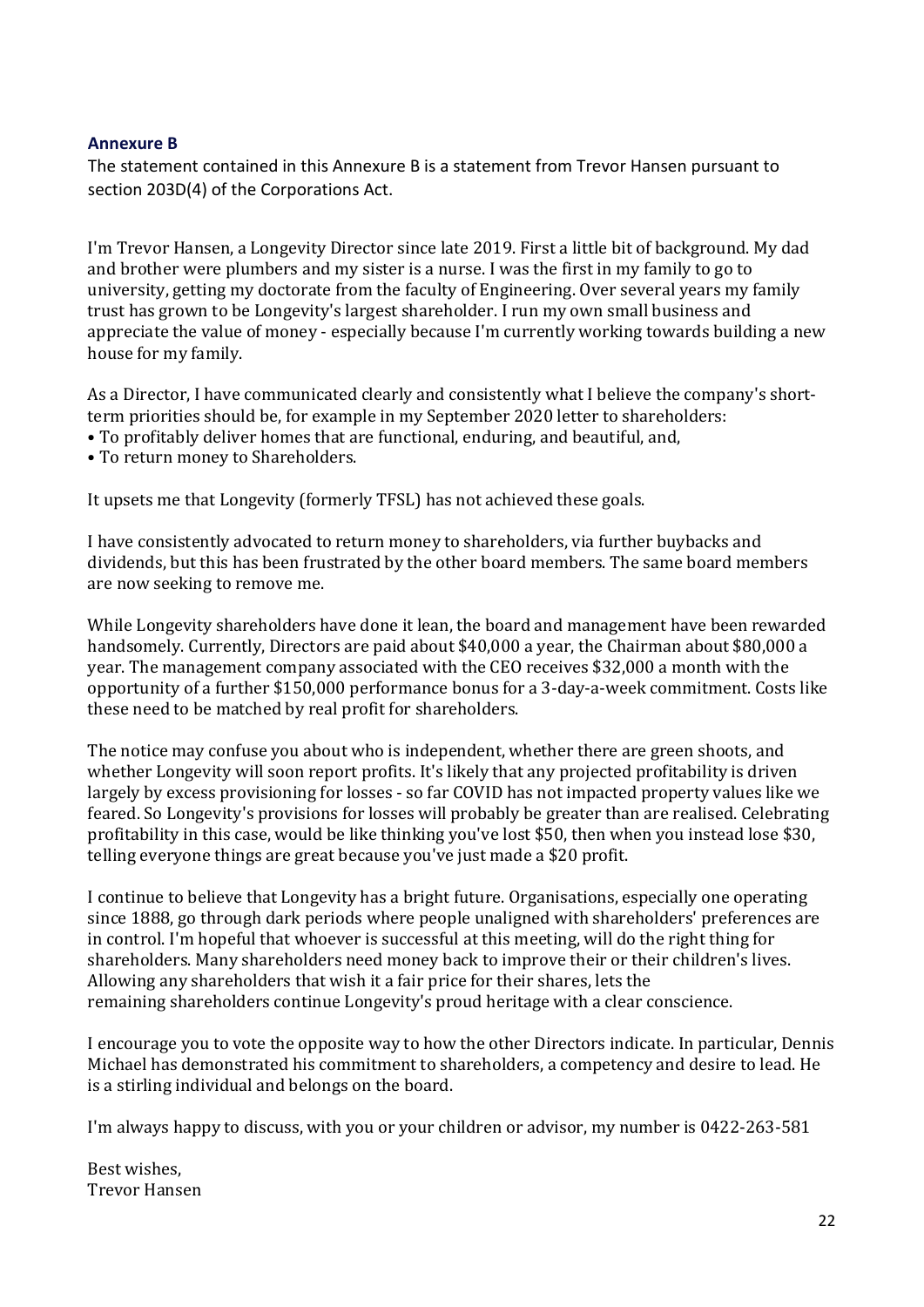## Annexure B

The statement contained in this Annexure B is a statement from Trevor Hansen pursuant to section 203D(4) of the Corporations Act.

I'm Trevor Hansen, a Longevity Director since late 2019. First a little bit of background. My dad and brother were plumbers and my sister is a nurse. I was the first in my family to go to university, getting my doctorate from the faculty of Engineering. Over several years my family trust has grown to be Longevity's largest shareholder. I run my own small business and appreciate the value of money - especially because I'm currently working towards building a new house for my family.

As a Director, I have communicated clearly and consistently what I believe the company's short-term priorities should be, for example in my September 2020 letter to shareholders:

- To profitably deliver homes that are functional, enduring, and beautiful, and,
- To return money to Shareholders.

It upsets me that Longevity (formerly TFSL) has not achieved these goals.

I have consistently advocated to return money to shareholders, via further buybacks and dividends, but this has been frustrated by the other board members. The same board members are now seeking to remove me.

While Longevity shareholders have done it lean, the board and management have been rewarded handsomely. Currently, Directors are paid about $40,000 a year, the Chairman about $80,000 a year. The management company associated with the CEO receives $32,000 a month with the opportunity of a further $150,000 performance bonus for a 3-day-a-week commitment. Costs like these need to be matched by real profit for shareholders.

The notice may confuse you about who is independent, whether there are green shoots, and whether Longevity will soon report profits. It's likely that any projected profitability is driven largely by excess provisioning for losses - so far COVID has not impacted property values like we feared. So Longevity's provisions for losses will probably be greater than are realised. Celebrating profitability in this case, would be like thinking you've lost $50, then when you instead lose $30, telling everyone things are great because you've just made a $20 profit.

I continue to believe that Longevity has a bright future. Organisations, especially one operating since 1888, go through dark periods where people unaligned with shareholders' preferences are in control. I'm hopeful that whoever is successful at this meeting, will do the right thing for shareholders. Many shareholders need money back to improve their or their children's lives. Allowing any shareholders that wish it a fair price for their shares, lets the remaining shareholders continue Longevity's proud heritage with a clear conscience.

I encourage you to vote the opposite way to how the other Directors indicate. In particular, Dennis Michael has demonstrated his commitment to shareholders, a competency and desire to lead. He is a stirling individual and belongs on the board.

I'm always happy to discuss, with you or your children or advisor, my number is 0422-263-581

Best wishes,
Trevor Hansen